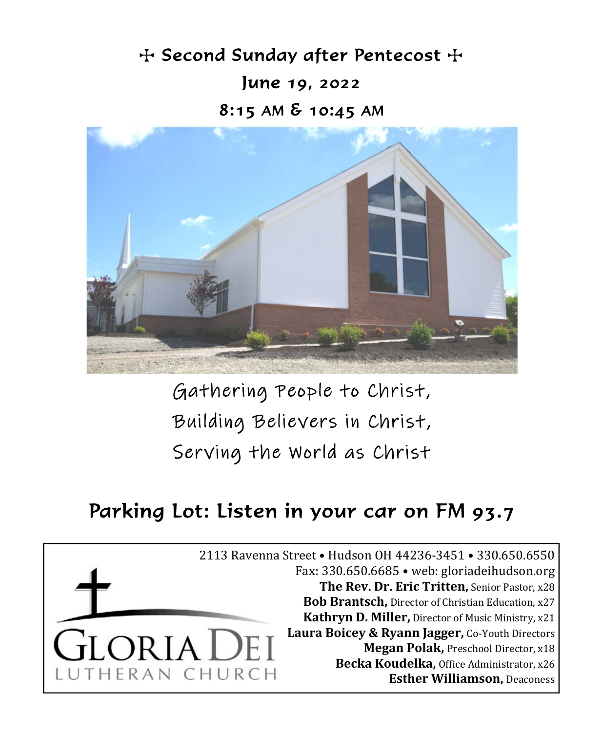# ☩ Second Sunday after Pentecost ☩

## June 19, 2022

## 8:15 AM & 10:45 AM

Gathering People to Christ,
Building Believers in Christ,
Serving the World as Christ

## Parking Lot: Listen in your car on FM 93.7

GLORIA DEI
LUTHERAN CHURCH

2113 Ravenna Street • Hudson OH 44236-3451 • 330.650.6550
Fax: 330.650.6685 • web: gloriadeihudson.org
**The Rev. Dr. Eric Tritten,** Senior Pastor, x28
**Bob Brantsch,** Director of Christian Education, x27
**Kathryn D. Miller,** Director of Music Ministry, x21
**Laura Boicey & Ryann Jagger,** Co-Youth Directors
**Megan Polak,** Preschool Director, x18
**Becka Koudelka,** Office Administrator, x26
**Esther Williamson,** Deaconess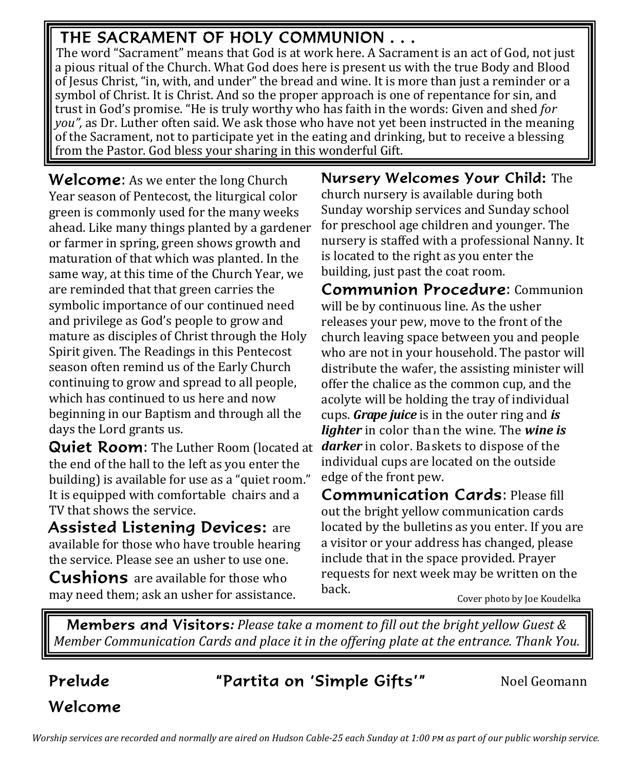## THE SACRAMENT OF HOLY COMMUNION . . .

The word "Sacrament" means that God is at work here. A Sacrament is an act of God, not just a pious ritual of the Church. What God does here is present us with the true Body and Blood of Jesus Christ, "in, with, and under" the bread and wine. It is more than just a reminder or a symbol of Christ. It is Christ. And so the proper approach is one of repentance for sin, and trust in God's promise. "He is truly worthy who has faith in the words: Given and shed *for you",* as Dr. Luther often said. We ask those who have not yet been instructed in the meaning of the Sacrament, not to participate yet in the eating and drinking, but to receive a blessing from the Pastor. God bless your sharing in this wonderful Gift.

**Welcome**: As we enter the long Church Year season of Pentecost, the liturgical color green is commonly used for the many weeks ahead. Like many things planted by a gardener or farmer in spring, green shows growth and maturation of that which was planted. In the same way, at this time of the Church Year, we are reminded that that green carries the symbolic importance of our continued need and privilege as God's people to grow and mature as disciples of Christ through the Holy Spirit given. The Readings in this Pentecost season often remind us of the Early Church continuing to grow and spread to all people, which has continued to us here and now beginning in our Baptism and through all the days the Lord grants us.

**Quiet Room**: The Luther Room (located at the end of the hall to the left as you enter the building) is available for use as a "quiet room." It is equipped with comfortable chairs and a TV that shows the service.

**Assisted Listening Devices:** are available for those who have trouble hearing the service. Please see an usher to use one.

**Cushions** are available for those who may need them; ask an usher for assistance.

**Nursery Welcomes Your Child:** The church nursery is available during both Sunday worship services and Sunday school for preschool age children and younger. The nursery is staffed with a professional Nanny. It is located to the right as you enter the building, just past the coat room.

**Communion Procedure**: Communion will be by continuous line. As the usher releases your pew, move to the front of the church leaving space between you and people who are not in your household. The pastor will distribute the wafer, the assisting minister will offer the chalice as the common cup, and the acolyte will be holding the tray of individual cups. ***Grape juice*** is in the outer ring and ***is lighter*** in color than the wine. The ***wine is darker*** in color. Baskets to dispose of the individual cups are located on the outside edge of the front pew.

**Communication Cards**: Please fill out the bright yellow communication cards located by the bulletins as you enter. If you are a visitor or your address has changed, please include that in the space provided. Prayer requests for next week may be written on the back.

Cover photo by Joe Koudelka

**Members and Visitors***: Please take a moment to fill out the bright yellow Guest & Member Communication Cards and place it in the offering plate at the entrance. Thank You.*

**Prelude** **"Partita on 'Simple Gifts'"** Noel Geomann

**Welcome**

*Worship services are recorded and normally are aired on Hudson Cable-25 each Sunday at 1:00 PM as part of our public worship service.*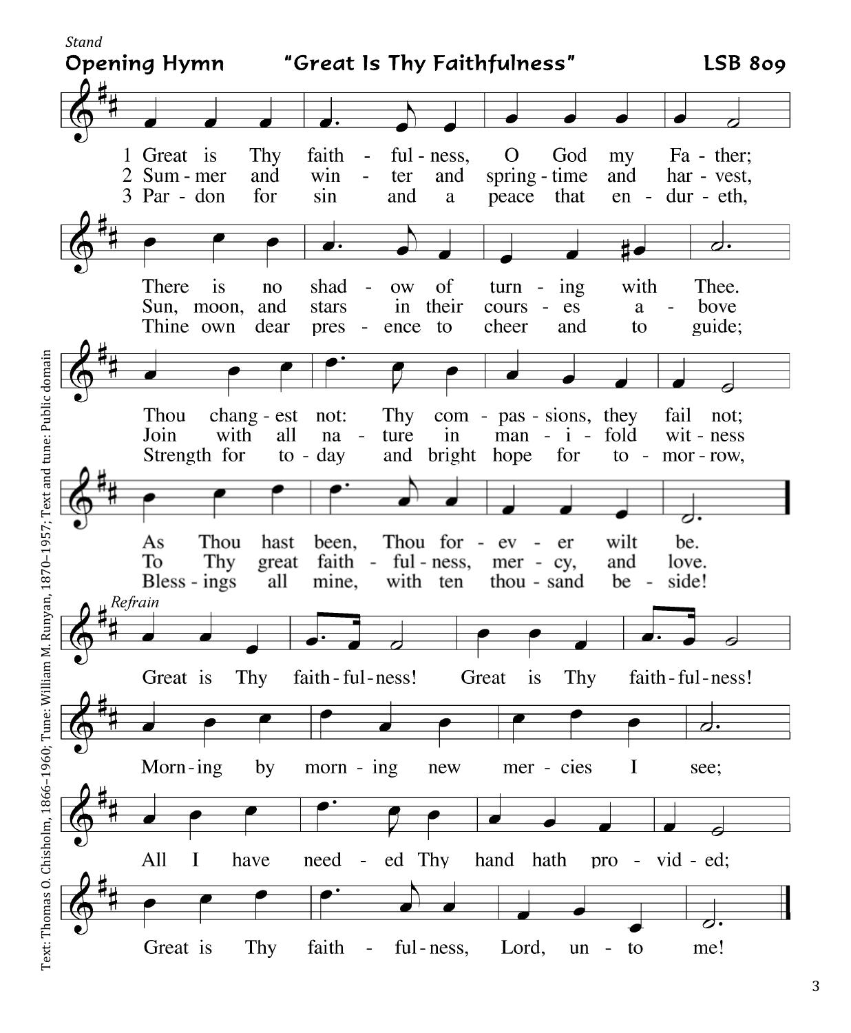*Stand*

## Opening Hymn "Great Is Thy Faithfulness" LSB 809

1 Great is Thy faithfulness, O God my Father;
There is no shadow of turning with Thee.
Thou changest not: Thy compassions, they fail not;
As Thou hast been, Thou forever wilt be.

2 Summer and winter and springtime and harvest,
Sun, moon, and stars in their courses above
Join with all nature in manifold witness
To Thy great faithfulness, mercy, and love.

3 Pardon for sin and a peace that endureth,
Thine own dear presence to cheer and to guide;
Strength for today and bright hope for tomorrow,
Blessings all mine, with ten thousand beside!

*Refrain*

Great is Thy faithfulness! Great is Thy faithfulness!
Morning by morning new mercies I see;
All I have needed Thy hand hath provided;
Great is Thy faithfulness, Lord, unto me!

Text: Thomas O. Chisholm, 1866–1960; Tune: William M. Runyan, 1870–1957; Text and tune: Public domain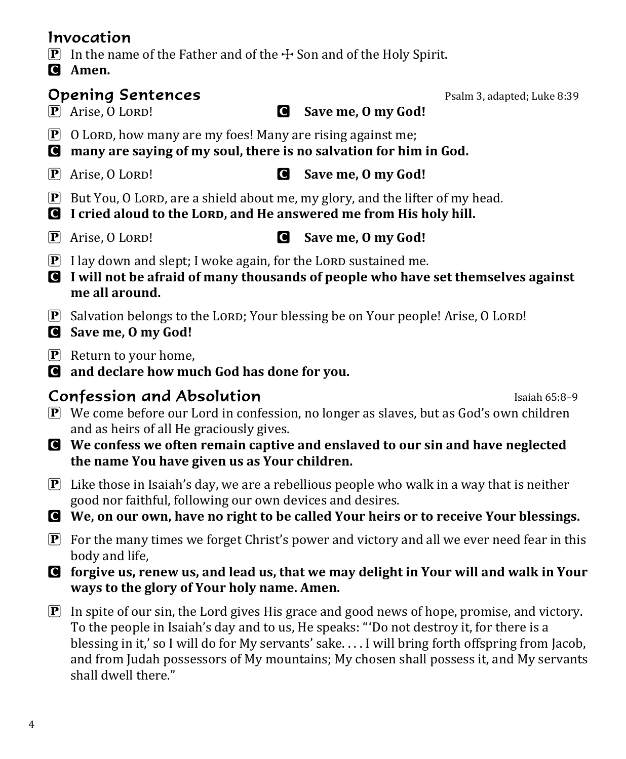## Invocation

P In the name of the Father and of the ☩ Son and of the Holy Spirit.

C **Amen.**

## Opening Sentences

Psalm 3, adapted; Luke 8:39

P Arise, O LORD! C **Save me, O my God!**

P O LORD, how many are my foes! Many are rising against me;

C **many are saying of my soul, there is no salvation for him in God.**

P Arise, O LORD! C **Save me, O my God!**

P But You, O LORD, are a shield about me, my glory, and the lifter of my head.

C **I cried aloud to the LORD, and He answered me from His holy hill.**

P Arise, O LORD! C **Save me, O my God!**

P I lay down and slept; I woke again, for the LORD sustained me.

C **I will not be afraid of many thousands of people who have set themselves against me all around.**

P Salvation belongs to the LORD; Your blessing be on Your people! Arise, O LORD!

C **Save me, O my God!**

P Return to your home,

C **and declare how much God has done for you.**

## Confession and Absolution

Isaiah 65:8–9

P We come before our Lord in confession, no longer as slaves, but as God's own children and as heirs of all He graciously gives.

C **We confess we often remain captive and enslaved to our sin and have neglected the name You have given us as Your children.**

P Like those in Isaiah's day, we are a rebellious people who walk in a way that is neither good nor faithful, following our own devices and desires.

C **We, on our own, have no right to be called Your heirs or to receive Your blessings.**

P For the many times we forget Christ's power and victory and all we ever need fear in this body and life,

C **forgive us, renew us, and lead us, that we may delight in Your will and walk in Your ways to the glory of Your holy name. Amen.**

P In spite of our sin, the Lord gives His grace and good news of hope, promise, and victory. To the people in Isaiah's day and to us, He speaks: "'Do not destroy it, for there is a blessing in it,' so I will do for My servants' sake. . . . I will bring forth offspring from Jacob, and from Judah possessors of My mountains; My chosen shall possess it, and My servants shall dwell there."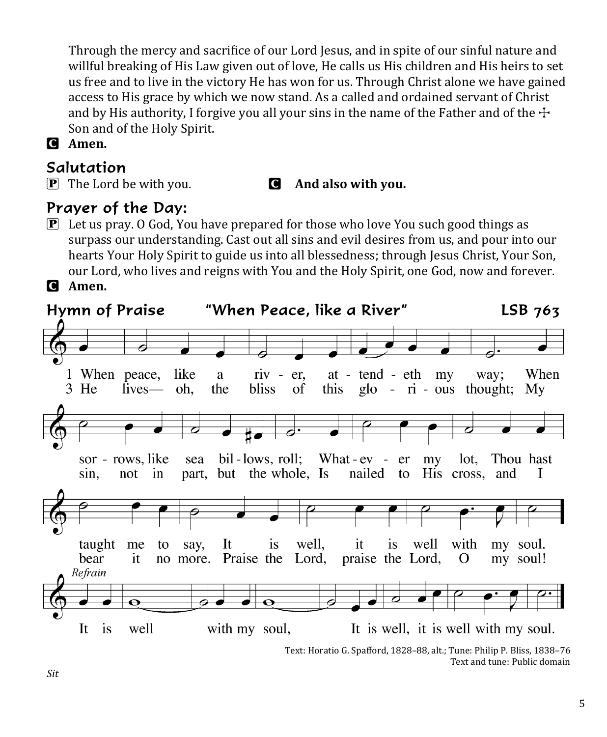Through the mercy and sacrifice of our Lord Jesus, and in spite of our sinful nature and willful breaking of His Law given out of love, He calls us His children and His heirs to set us free and to live in the victory He has won for us. Through Christ alone we have gained access to His grace by which we now stand. As a called and ordained servant of Christ and by His authority, I forgive you all your sins in the name of the Father and of the ☩ Son and of the Holy Spirit.

**C Amen.**

## Salutation

P The Lord be with you. **C And also with you.**

## Prayer of the Day:

P Let us pray. O God, You have prepared for those who love You such good things as surpass our understanding. Cast out all sins and evil desires from us, and pour into our hearts Your Holy Spirit to guide us into all blessedness; through Jesus Christ, Your Son, our Lord, who lives and reigns with You and the Holy Spirit, one God, now and forever.

**C Amen.**

## Hymn of Praise "When Peace, like a River" LSB 763

1 When peace, like a river, attendeth my way; When sorrows, like sea billows, roll; Whatever my lot, Thou hast taught me to say, It is well, it is well with my soul.

3 He lives— oh, the bliss of this glorious thought; My sin, not in part, but the whole, Is nailed to His cross, and I bear it no more. Praise the Lord, praise the Lord, O my soul!

*Refrain*

It is well with my soul, It is well, it is well with my soul.

Text: Horatio G. Spafford, 1828–88, alt.; Tune: Philip P. Bliss, 1838–76
Text and tune: Public domain

*Sit*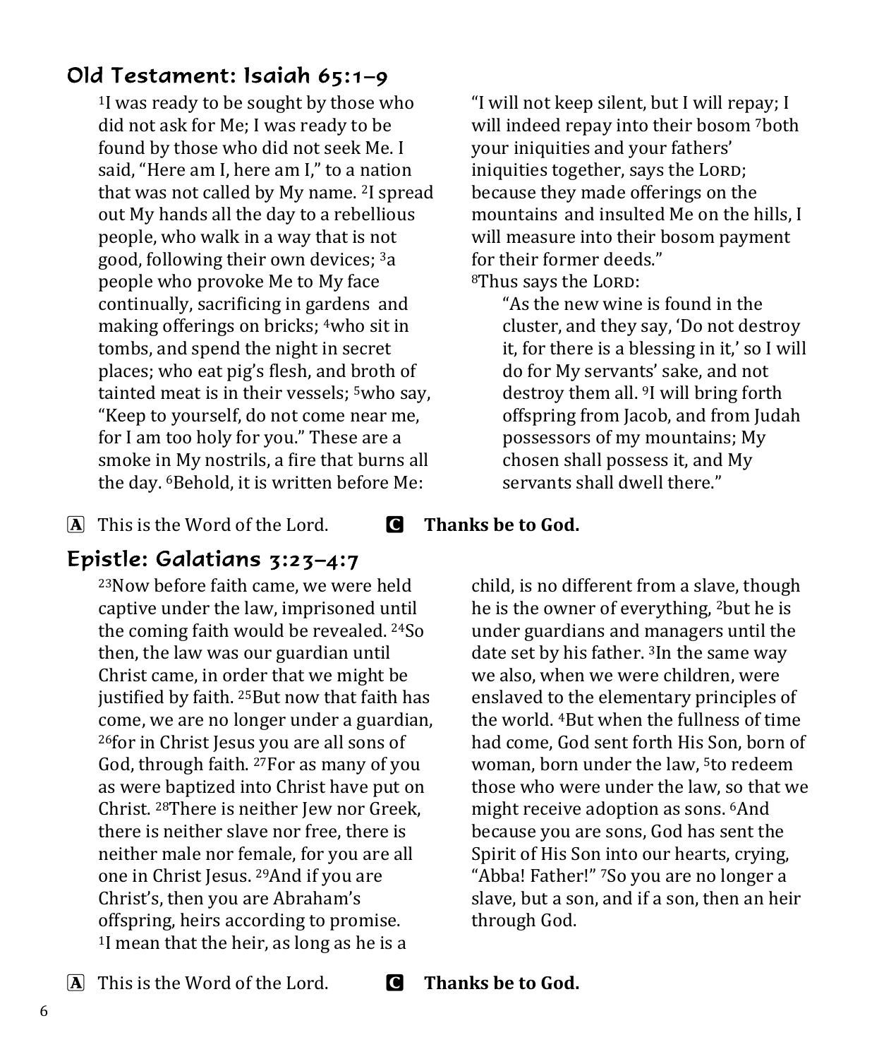## Old Testament: Isaiah 65:1–9

[1]I was ready to be sought by those who did not ask for Me; I was ready to be found by those who did not seek Me. I said, "Here am I, here am I," to a nation that was not called by My name. [2]I spread out My hands all the day to a rebellious people, who walk in a way that is not good, following their own devices; [3]a people who provoke Me to My face continually, sacrificing in gardens and making offerings on bricks; [4]who sit in tombs, and spend the night in secret places; who eat pig's flesh, and broth of tainted meat is in their vessels; [5]who say, "Keep to yourself, do not come near me, for I am too holy for you." These are a smoke in My nostrils, a fire that burns all the day. [6]Behold, it is written before Me: "I will not keep silent, but I will repay; I will indeed repay into their bosom [7]both your iniquities and your fathers' iniquities together, says the LORD; because they made offerings on the mountains and insulted Me on the hills, I will measure into their bosom payment for their former deeds."
[8]Thus says the LORD:

"As the new wine is found in the cluster, and they say, 'Do not destroy it, for there is a blessing in it,' so I will do for My servants' sake, and not destroy them all. [9]I will bring forth offspring from Jacob, and from Judah possessors of my mountains; My chosen shall possess it, and My servants shall dwell there."

A This is the Word of the Lord. C **Thanks be to God.**

## Epistle: Galatians 3:23–4:7

[23]Now before faith came, we were held captive under the law, imprisoned until the coming faith would be revealed. [24]So then, the law was our guardian until Christ came, in order that we might be justified by faith. [25]But now that faith has come, we are no longer under a guardian, [26]for in Christ Jesus you are all sons of God, through faith. [27]For as many of you as were baptized into Christ have put on Christ. [28]There is neither Jew nor Greek, there is neither slave nor free, there is neither male nor female, for you are all one in Christ Jesus. [29]And if you are Christ's, then you are Abraham's offspring, heirs according to promise. [1]I mean that the heir, as long as he is a child, is no different from a slave, though he is the owner of everything, [2]but he is under guardians and managers until the date set by his father. [3]In the same way we also, when we were children, were enslaved to the elementary principles of the world. [4]But when the fullness of time had come, God sent forth His Son, born of woman, born under the law, [5]to redeem those who were under the law, so that we might receive adoption as sons. [6]And because you are sons, God has sent the Spirit of His Son into our hearts, crying, "Abba! Father!" [7]So you are no longer a slave, but a son, and if a son, then an heir through God.

A This is the Word of the Lord. C **Thanks be to God.**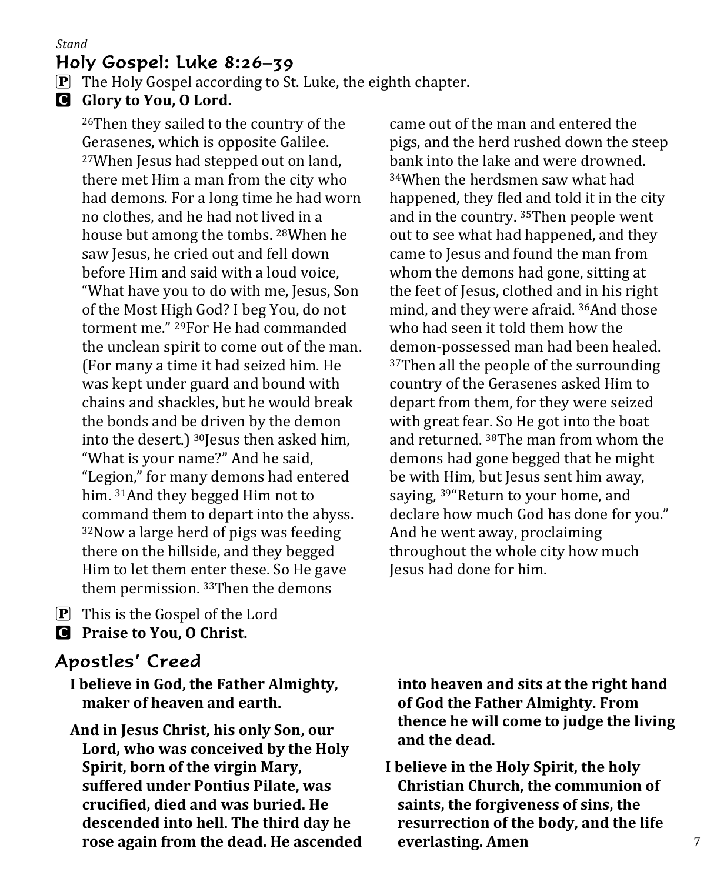*Stand*

## Holy Gospel: Luke 8:26–39

P The Holy Gospel according to St. Luke, the eighth chapter.

C **Glory to You, O Lord.**

[26]Then they sailed to the country of the Gerasenes, which is opposite Galilee. [27]When Jesus had stepped out on land, there met Him a man from the city who had demons. For a long time he had worn no clothes, and he had not lived in a house but among the tombs. [28]When he saw Jesus, he cried out and fell down before Him and said with a loud voice, "What have you to do with me, Jesus, Son of the Most High God? I beg You, do not torment me." [29]For He had commanded the unclean spirit to come out of the man. (For many a time it had seized him. He was kept under guard and bound with chains and shackles, but he would break the bonds and be driven by the demon into the desert.) [30]Jesus then asked him, "What is your name?" And he said, "Legion," for many demons had entered him. [31]And they begged Him not to command them to depart into the abyss. [32]Now a large herd of pigs was feeding there on the hillside, and they begged Him to let them enter these. So He gave them permission. [33]Then the demons came out of the man and entered the pigs, and the herd rushed down the steep bank into the lake and were drowned. [34]When the herdsmen saw what had happened, they fled and told it in the city and in the country. [35]Then people went out to see what had happened, and they came to Jesus and found the man from whom the demons had gone, sitting at the feet of Jesus, clothed and in his right mind, and they were afraid. [36]And those who had seen it told them how the demon-possessed man had been healed. [37]Then all the people of the surrounding country of the Gerasenes asked Him to depart from them, for they were seized with great fear. So He got into the boat and returned. [38]The man from whom the demons had gone begged that he might be with Him, but Jesus sent him away, saying, [39]"Return to your home, and declare how much God has done for you." And he went away, proclaiming throughout the whole city how much Jesus had done for him.

P This is the Gospel of the Lord

C **Praise to You, O Christ.**

## Apostles' Creed

**I believe in God, the Father Almighty, maker of heaven and earth.**

**And in Jesus Christ, his only Son, our Lord, who was conceived by the Holy Spirit, born of the virgin Mary, suffered under Pontius Pilate, was crucified, died and was buried. He descended into hell. The third day he rose again from the dead. He ascended into heaven and sits at the right hand of God the Father Almighty. From thence he will come to judge the living and the dead.**

**I believe in the Holy Spirit, the holy Christian Church, the communion of saints, the forgiveness of sins, the resurrection of the body, and the life everlasting. Amen**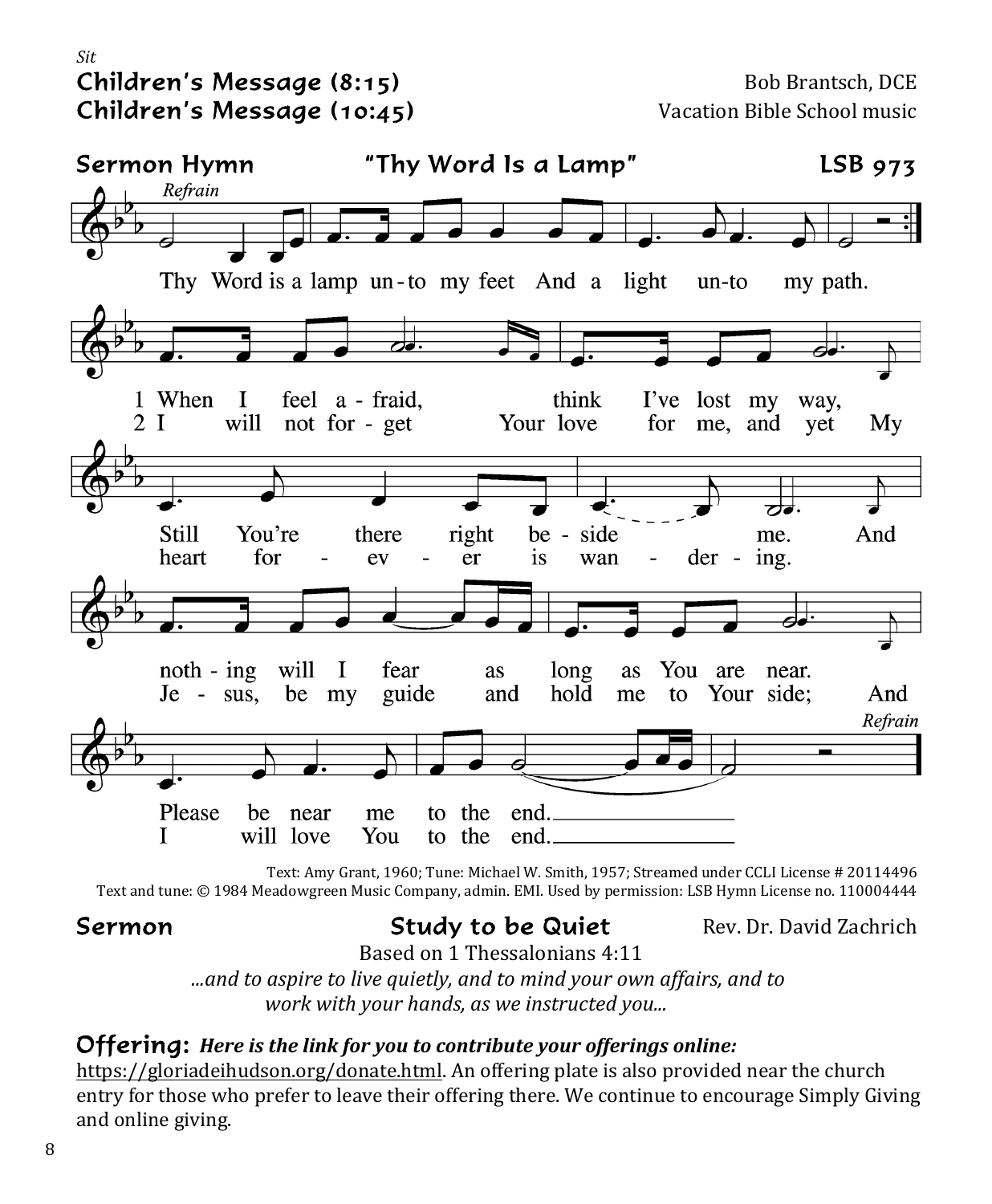*Sit*

**Children's Message (8:15)** Bob Brantsch, DCE

**Children's Message (10:45)** Vacation Bible School music

## Sermon Hymn "Thy Word Is a Lamp" LSB 973

*Refrain*

Thy Word is a lamp un-to my feet And a light un-to my path.

1 When I feel a-fraid, think I've lost my way, Still You're there right be-side me. And noth-ing will I fear as long as You are near. Please be near me to the end.

2 I will not for-get Your love for me, and yet My heart for-ev-er is wan-der-ing. Je-sus, be my guide and hold me to Your side; And I will love You to the end.

*Refrain*

Text: Amy Grant, 1960; Tune: Michael W. Smith, 1957; Streamed under CCLI License # 20114496
Text and tune: © 1984 Meadowgreen Music Company, admin. EMI. Used by permission: LSB Hymn License no. 110004444

## Sermon Study to be Quiet Rev. Dr. David Zachrich

Based on 1 Thessalonians 4:11

*...and to aspire to live quietly, and to mind your own affairs, and to work with your hands, as we instructed you...*

**Offering:** ***Here is the link for you to contribute your offerings online:*** https://gloriadeihudson.org/donate.html. An offering plate is also provided near the church entry for those who prefer to leave their offering there. We continue to encourage Simply Giving and online giving.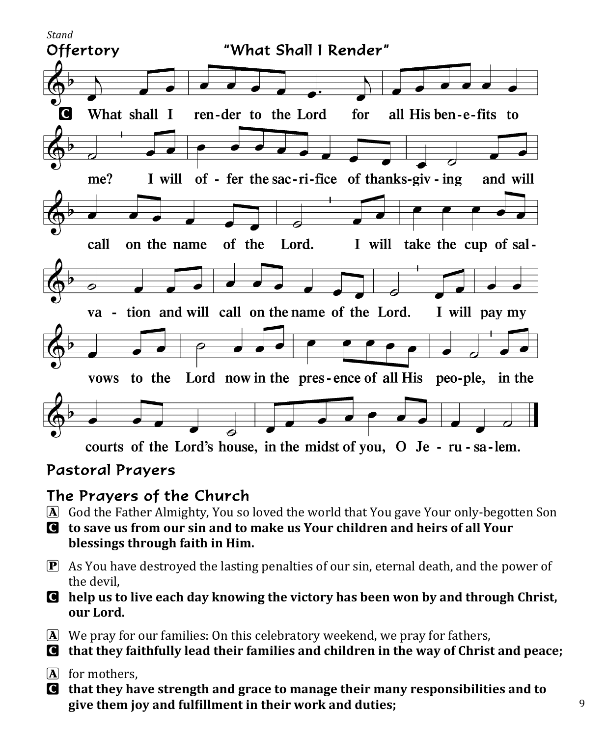*Stand*

## Offertory "What Shall I Render"

**C** What shall I render to the Lord for all His benefits to me? I will offer the sacrifice of thanksgiving and will call on the name of the Lord. I will take the cup of salvation and will call on the name of the Lord. I will pay my vows to the Lord now in the presence of all His people, in the courts of the Lord's house, in the midst of you, O Jerusalem.

## Pastoral Prayers

## The Prayers of the Church

**A** God the Father Almighty, You so loved the world that You gave Your only-begotten Son

**C** **to save us from our sin and to make us Your children and heirs of all Your blessings through faith in Him.**

**P** As You have destroyed the lasting penalties of our sin, eternal death, and the power of the devil,

**C** **help us to live each day knowing the victory has been won by and through Christ, our Lord.**

**A** We pray for our families: On this celebratory weekend, we pray for fathers,

**C** **that they faithfully lead their families and children in the way of Christ and peace;**

**A** for mothers,

**C** **that they have strength and grace to manage their many responsibilities and to give them joy and fulfillment in their work and duties;**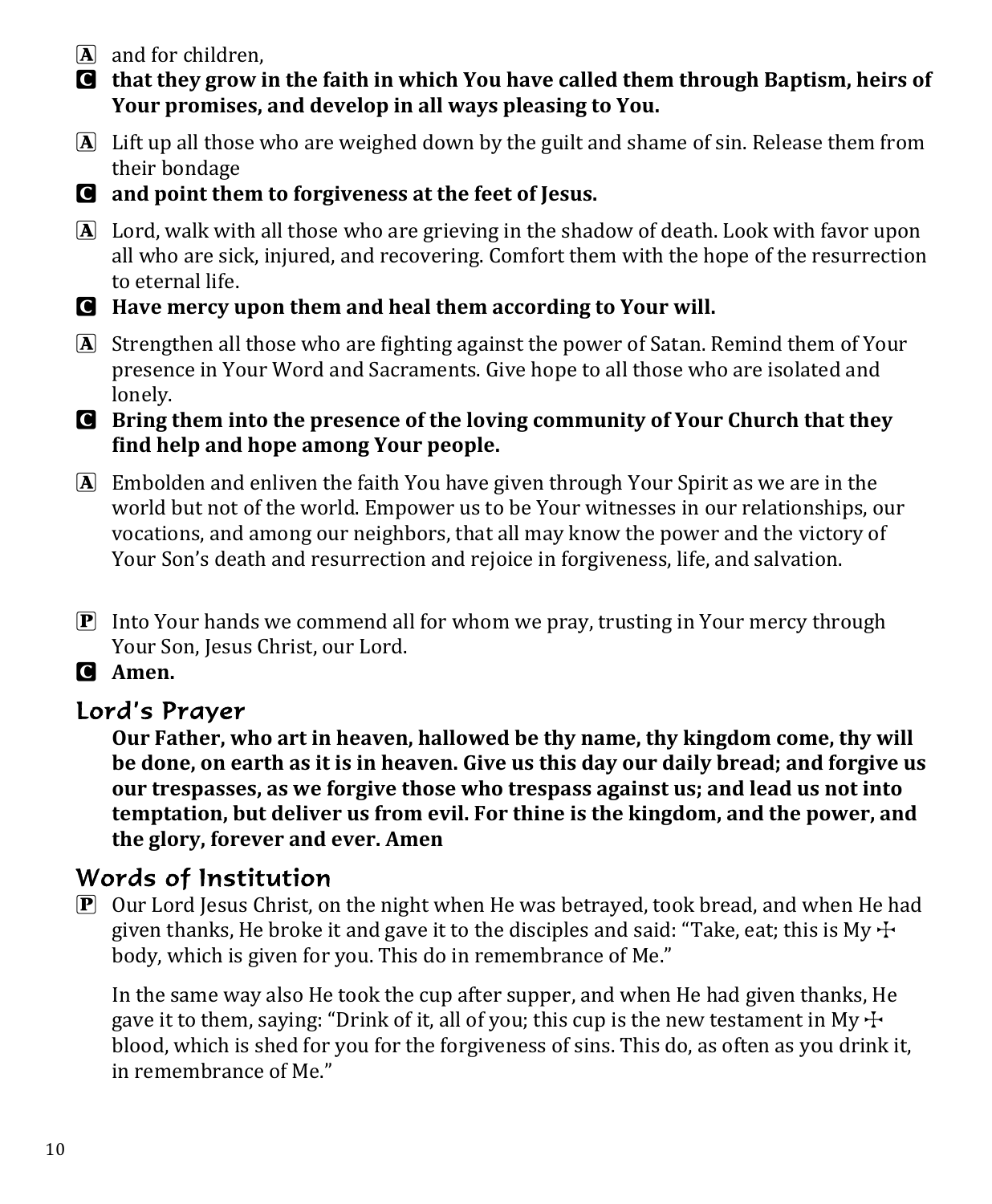A and for children,

C **that they grow in the faith in which You have called them through Baptism, heirs of Your promises, and develop in all ways pleasing to You.**

A Lift up all those who are weighed down by the guilt and shame of sin. Release them from their bondage

C **and point them to forgiveness at the feet of Jesus.**

A Lord, walk with all those who are grieving in the shadow of death. Look with favor upon all who are sick, injured, and recovering. Comfort them with the hope of the resurrection to eternal life.

C **Have mercy upon them and heal them according to Your will.**

A Strengthen all those who are fighting against the power of Satan. Remind them of Your presence in Your Word and Sacraments. Give hope to all those who are isolated and lonely.

C **Bring them into the presence of the loving community of Your Church that they find help and hope among Your people.**

A Embolden and enliven the faith You have given through Your Spirit as we are in the world but not of the world. Empower us to be Your witnesses in our relationships, our vocations, and among our neighbors, that all may know the power and the victory of Your Son's death and resurrection and rejoice in forgiveness, life, and salvation.

P Into Your hands we commend all for whom we pray, trusting in Your mercy through Your Son, Jesus Christ, our Lord.

C **Amen.**

## Lord's Prayer

**Our Father, who art in heaven, hallowed be thy name, thy kingdom come, thy will be done, on earth as it is in heaven. Give us this day our daily bread; and forgive us our trespasses, as we forgive those who trespass against us; and lead us not into temptation, but deliver us from evil. For thine is the kingdom, and the power, and the glory, forever and ever. Amen**

## Words of Institution

P Our Lord Jesus Christ, on the night when He was betrayed, took bread, and when He had given thanks, He broke it and gave it to the disciples and said: "Take, eat; this is My ☩ body, which is given for you. This do in remembrance of Me."

In the same way also He took the cup after supper, and when He had given thanks, He gave it to them, saying: "Drink of it, all of you; this cup is the new testament in My ☩ blood, which is shed for you for the forgiveness of sins. This do, as often as you drink it, in remembrance of Me."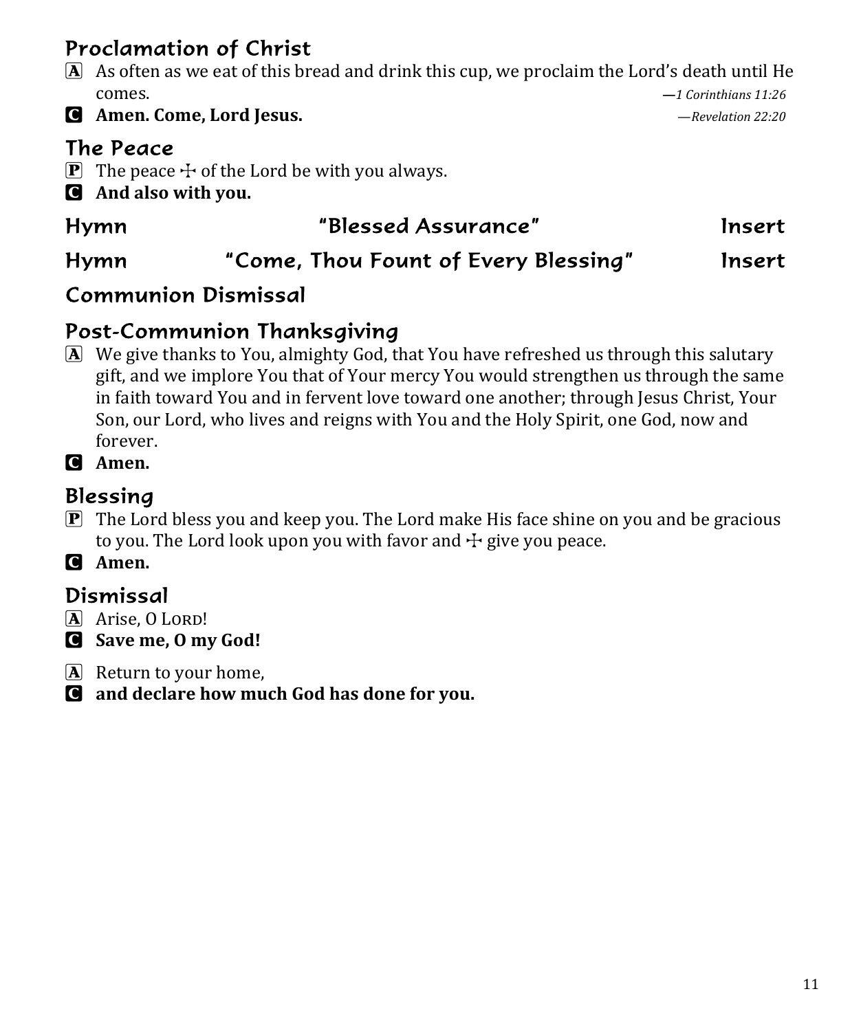## Proclamation of Christ

A As often as we eat of this bread and drink this cup, we proclaim the Lord's death until He comes. *—1 Corinthians 11:26*

C **Amen. Come, Lord Jesus.** *—Revelation 22:20*

## The Peace

P The peace ☩ of the Lord be with you always.

C **And also with you.**

## Hymn "Blessed Assurance" Insert

## Hymn "Come, Thou Fount of Every Blessing" Insert

## Communion Dismissal

## Post-Communion Thanksgiving

A We give thanks to You, almighty God, that You have refreshed us through this salutary gift, and we implore You that of Your mercy You would strengthen us through the same in faith toward You and in fervent love toward one another; through Jesus Christ, Your Son, our Lord, who lives and reigns with You and the Holy Spirit, one God, now and forever.

C **Amen.**

## Blessing

P The Lord bless you and keep you. The Lord make His face shine on you and be gracious to you. The Lord look upon you with favor and ☩ give you peace.

C **Amen.**

## Dismissal

A Arise, O LORD!

C **Save me, O my God!**

A Return to your home,

C **and declare how much God has done for you.**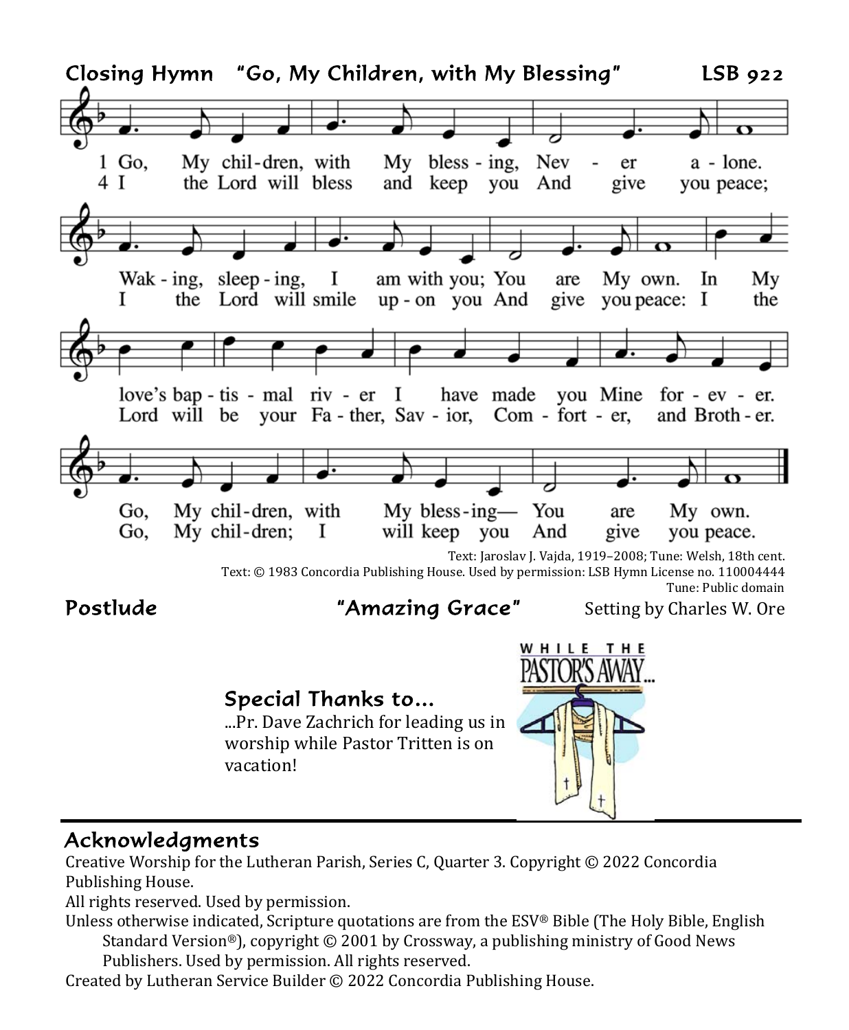## Closing Hymn "Go, My Children, with My Blessing" LSB 922

1 Go, My children, with My blessing, Never alone. Waking, sleeping, I am with you; You are My own. In My love's baptismal river I have made you Mine forever. Go, My children, with My blessing— You are My own.

4 I the Lord will bless and keep you And give you peace; I the Lord will smile upon you And give you peace: I the Lord will be your Father, Savior, Comforter, and Brother. Go, My children; I will keep you And give you peace.

Text: Jaroslav J. Vajda, 1919–2008; Tune: Welsh, 18th cent.
Text: © 1983 Concordia Publishing House. Used by permission: LSB Hymn License no. 110004444
Tune: Public domain

## Postlude "Amazing Grace" Setting by Charles W. Ore

WHILE THE PASTOR'S AWAY...

### Special Thanks to...

...Pr. Dave Zachrich for leading us in worship while Pastor Tritten is on vacation!

## Acknowledgments

Creative Worship for the Lutheran Parish, Series C, Quarter 3. Copyright © 2022 Concordia Publishing House.
All rights reserved. Used by permission.
Unless otherwise indicated, Scripture quotations are from the ESV® Bible (The Holy Bible, English Standard Version®), copyright © 2001 by Crossway, a publishing ministry of Good News Publishers. Used by permission. All rights reserved.
Created by Lutheran Service Builder © 2022 Concordia Publishing House.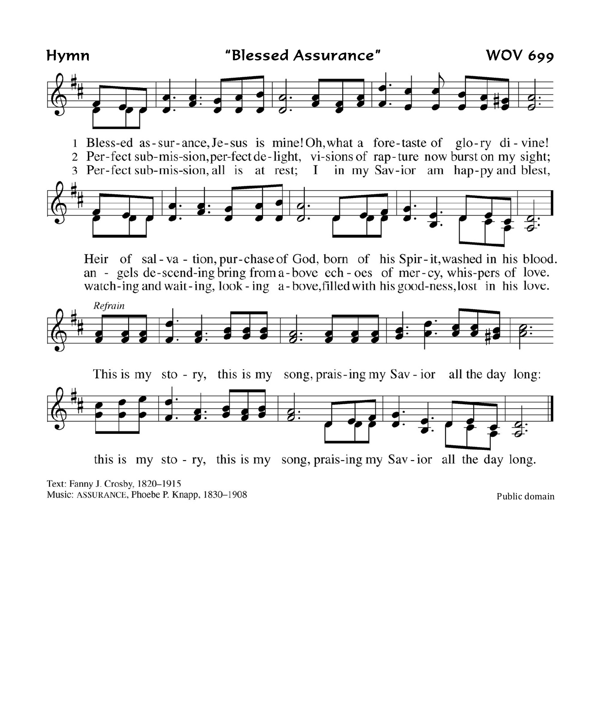**Hymn** **"Blessed Assurance"** **WOV 699**

1 Bless-ed as-sur-ance, Je-sus is mine! Oh, what a fore-taste of glo-ry di-vine!
2 Per-fect sub-mis-sion, per-fect de-light, vi-sions of rap-ture now burst on my sight;
3 Per-fect sub-mis-sion, all is at rest; I in my Sav-ior am hap-py and blest,

Heir of sal-va-tion, pur-chase of God, born of his Spir-it, washed in his blood.
an-gels de-scend-ing bring from a-bove ech-oes of mer-cy, whis-pers of love.
watch-ing and wait-ing, look-ing a-bove, filled with his good-ness, lost in his love.

*Refrain*

This is my sto-ry, this is my song, prais-ing my Sav-ior all the day long:
this is my sto-ry, this is my song, prais-ing my Sav-ior all the day long.

Text: Fanny J. Crosby, 1820–1915
Music: ASSURANCE, Phoebe P. Knapp, 1830–1908

Public domain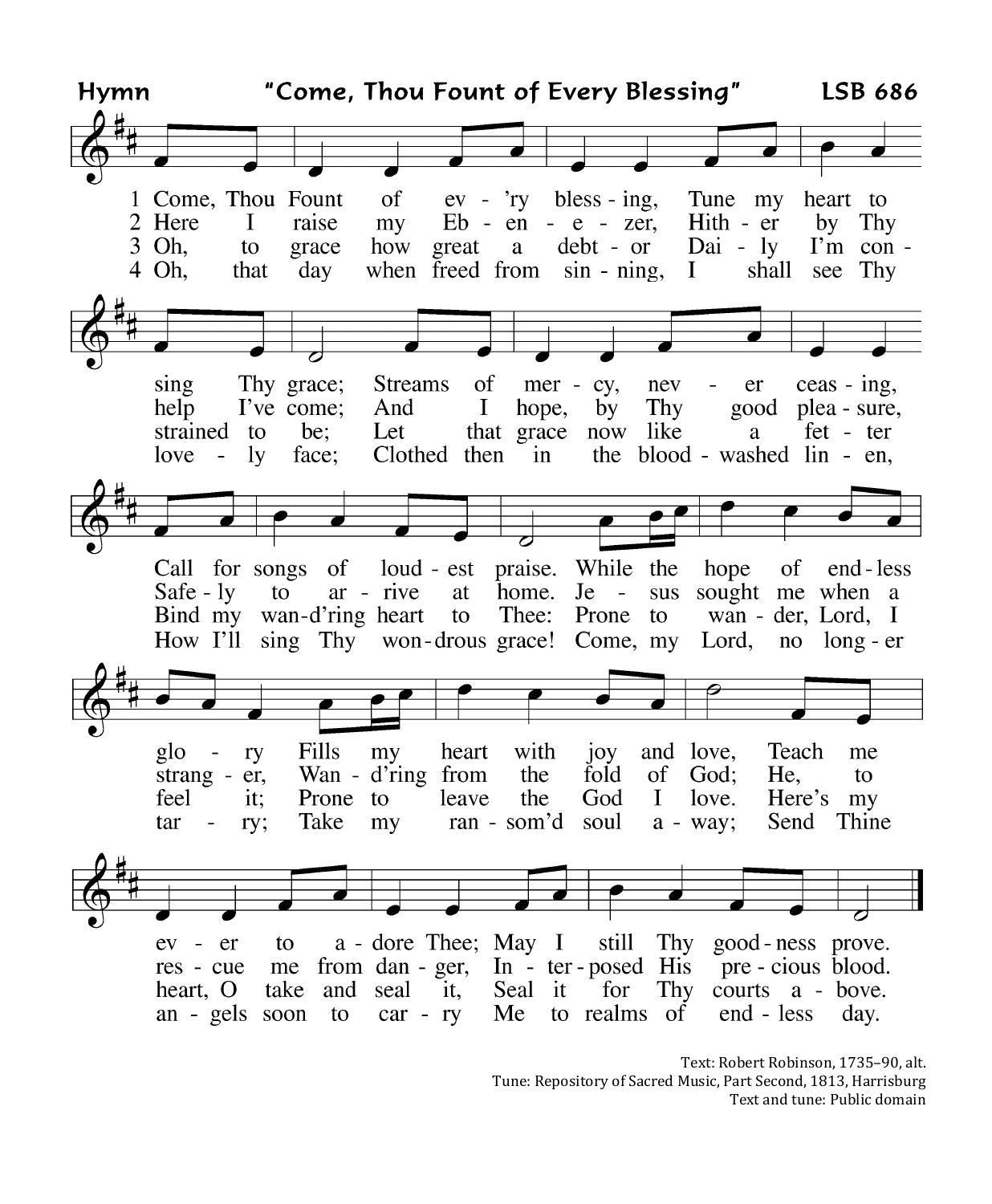**Hymn** **"Come, Thou Fount of Every Blessing"** **LSB 686**

1 Come, Thou Fount of ev - 'ry bless - ing, Tune my heart to sing Thy grace; Streams of mer - cy, nev - er ceas - ing, Call for songs of loud - est praise. While the hope of end - less glo - ry Fills my heart with joy and love, Teach me ev - er to a - dore Thee; May I still Thy good - ness prove.

2 Here I raise my Eb - en - e - zer, Hith - er by Thy help I've come; And I hope, by Thy good plea - sure, Safe - ly to ar - rive at home. Je - sus sought me when a strang - er, Wan - d'ring from the fold of God; He, to res - cue me from dan - ger, In - ter - posed His pre - cious blood.

3 Oh, to grace how great a debt - or Dai - ly I'm con - strained to be; Let that grace now like a fet - ter Bind my wan - d'ring heart to Thee: Prone to wan - der, Lord, I feel it; Prone to leave the God I love. Here's my heart, O take and seal it, Seal it for Thy courts a - bove.

4 Oh, that day when freed from sin - ning, I shall see Thy love - ly face; Clothed then in the blood - washed lin - en, How I'll sing Thy won - drous grace! Come, my Lord, no long - er tar - ry; Take my ran - som'd soul a - way; Send Thine an - gels soon to car - ry Me to realms of end - less day.

Text: Robert Robinson, 1735–90, alt.
Tune: Repository of Sacred Music, Part Second, 1813, Harrisburg
Text and tune: Public domain